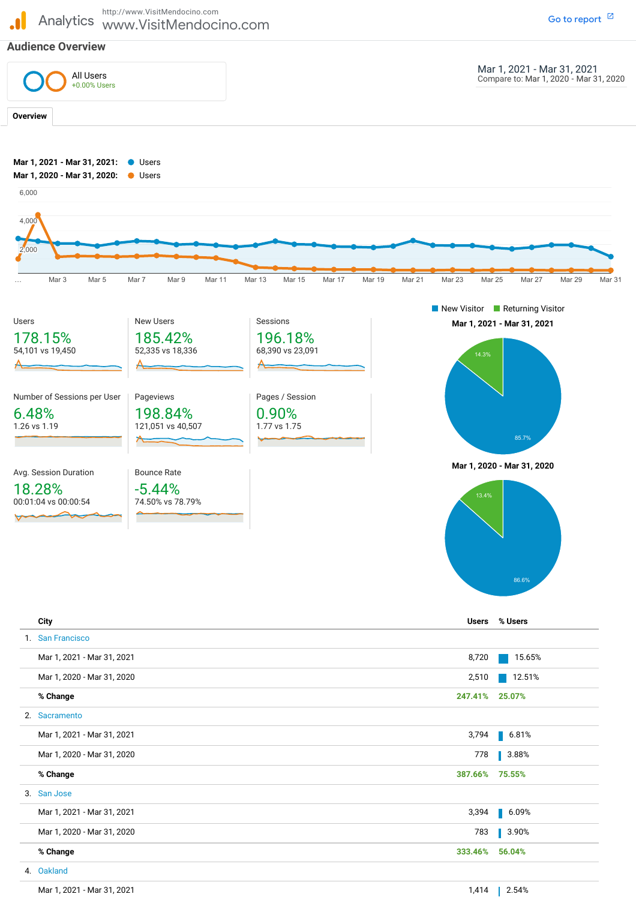Analytics http://www.VisitMendocino.com www.VisitMendocino.com

Go to report

## Audience Overview

All Users
+0.00% Users

Mar 1, 2021 - Mar 31, 2021
Compare to: Mar 1, 2020 - Mar 31, 2020

**Overview**

**Mar 1, 2021 - Mar 31, 2021:** Users
**Mar 1, 2020 - Mar 31, 2020:** Users

| Metric | % Change | Values |
|---|---|---|
| Users | 178.15% | 54,101 vs 19,450 |
| New Users | 185.42% | 52,335 vs 18,336 |
| Sessions | 196.18% | 68,390 vs 23,091 |
| Number of Sessions per User | 6.48% | 1.26 vs 1.19 |
| Pageviews | 198.84% | 121,051 vs 40,507 |
| Pages / Session | 0.90% | 1.77 vs 1.75 |
| Avg. Session Duration | 18.28% | 00:01:04 vs 00:00:54 |
| Bounce Rate | -5.44% | 74.50% vs 78.79% |

New Visitor / Returning Visitor

**Mar 1, 2021 - Mar 31, 2021**: New Visitor 85.7%, Returning Visitor 14.3%

**Mar 1, 2020 - Mar 31, 2020**: New Visitor 86.6%, Returning Visitor 13.4%

| | City | Users | % Users |
|---|---|---|---|
| 1. | San Francisco | | |
| | Mar 1, 2021 - Mar 31, 2021 | 8,720 | 15.65% |
| | Mar 1, 2020 - Mar 31, 2020 | 2,510 | 12.51% |
| | **% Change** | **247.41%** | **25.07%** |
| 2. | Sacramento | | |
| | Mar 1, 2021 - Mar 31, 2021 | 3,794 | 6.81% |
| | Mar 1, 2020 - Mar 31, 2020 | 778 | 3.88% |
| | **% Change** | **387.66%** | **75.55%** |
| 3. | San Jose | | |
| | Mar 1, 2021 - Mar 31, 2021 | 3,394 | 6.09% |
| | Mar 1, 2020 - Mar 31, 2020 | 783 | 3.90% |
| | **% Change** | **333.46%** | **56.04%** |
| 4. | Oakland | | |
| | Mar 1, 2021 - Mar 31, 2021 | 1,414 | 2.54% |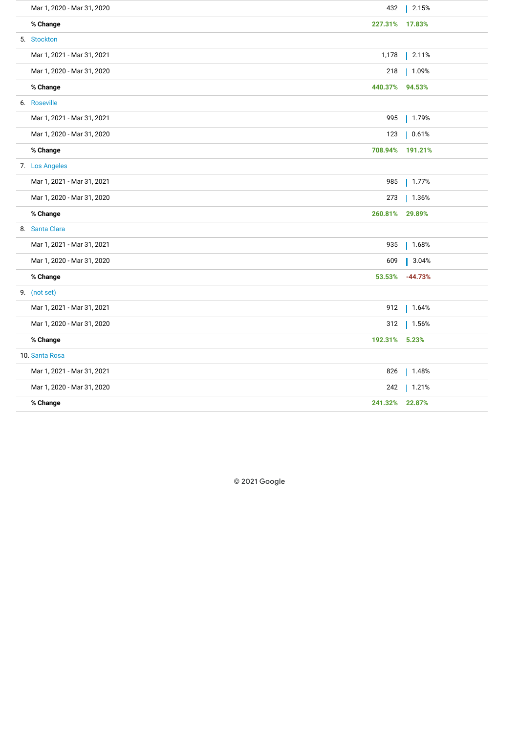| | | |
|---|---|---|
| Mar 1, 2020 - Mar 31, 2020 | 432 | 2.15% |
| **% Change** | **227.31%** | **17.83%** |
| 5. Stockton | | |
| Mar 1, 2021 - Mar 31, 2021 | 1,178 | 2.11% |
| Mar 1, 2020 - Mar 31, 2020 | 218 | 1.09% |
| **% Change** | **440.37%** | **94.53%** |
| 6. Roseville | | |
| Mar 1, 2021 - Mar 31, 2021 | 995 | 1.79% |
| Mar 1, 2020 - Mar 31, 2020 | 123 | 0.61% |
| **% Change** | **708.94%** | **191.21%** |
| 7. Los Angeles | | |
| Mar 1, 2021 - Mar 31, 2021 | 985 | 1.77% |
| Mar 1, 2020 - Mar 31, 2020 | 273 | 1.36% |
| **% Change** | **260.81%** | **29.89%** |
| 8. Santa Clara | | |
| Mar 1, 2021 - Mar 31, 2021 | 935 | 1.68% |
| Mar 1, 2020 - Mar 31, 2020 | 609 | 3.04% |
| **% Change** | **53.53%** | **-44.73%** |
| 9. (not set) | | |
| Mar 1, 2021 - Mar 31, 2021 | 912 | 1.64% |
| Mar 1, 2020 - Mar 31, 2020 | 312 | 1.56% |
| **% Change** | **192.31%** | **5.23%** |
| 10. Santa Rosa | | |
| Mar 1, 2021 - Mar 31, 2021 | 826 | 1.48% |
| Mar 1, 2020 - Mar 31, 2020 | 242 | 1.21% |
| **% Change** | **241.32%** | **22.87%** |

© 2021 Google